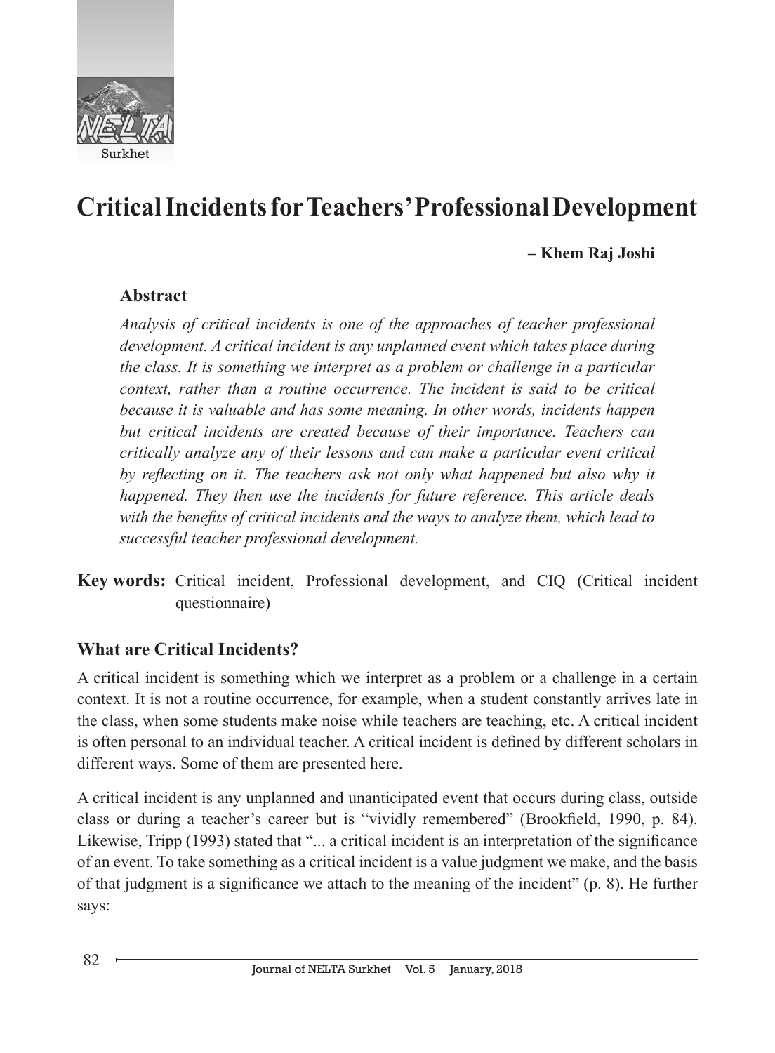# Critical Incidents for Teachers' Professional Development

**– Khem Raj Joshi**

## Abstract

*Analysis of critical incidents is one of the approaches of teacher professional development. A critical incident is any unplanned event which takes place during the class. It is something we interpret as a problem or challenge in a particular context, rather than a routine occurrence. The incident is said to be critical because it is valuable and has some meaning. In other words, incidents happen but critical incidents are created because of their importance. Teachers can critically analyze any of their lessons and can make a particular event critical by reflecting on it. The teachers ask not only what happened but also why it happened. They then use the incidents for future reference. This article deals with the benefits of critical incidents and the ways to analyze them, which lead to successful teacher professional development.*

**Key words:** Critical incident, Professional development, and CIQ (Critical incident questionnaire)

## What are Critical Incidents?

A critical incident is something which we interpret as a problem or a challenge in a certain context. It is not a routine occurrence, for example, when a student constantly arrives late in the class, when some students make noise while teachers are teaching, etc. A critical incident is often personal to an individual teacher. A critical incident is defined by different scholars in different ways. Some of them are presented here.

A critical incident is any unplanned and unanticipated event that occurs during class, outside class or during a teacher's career but is "vividly remembered" (Brookfield, 1990, p. 84). Likewise, Tripp (1993) stated that "... a critical incident is an interpretation of the significance of an event. To take something as a critical incident is a value judgment we make, and the basis of that judgment is a significance we attach to the meaning of the incident" (p. 8). He further says: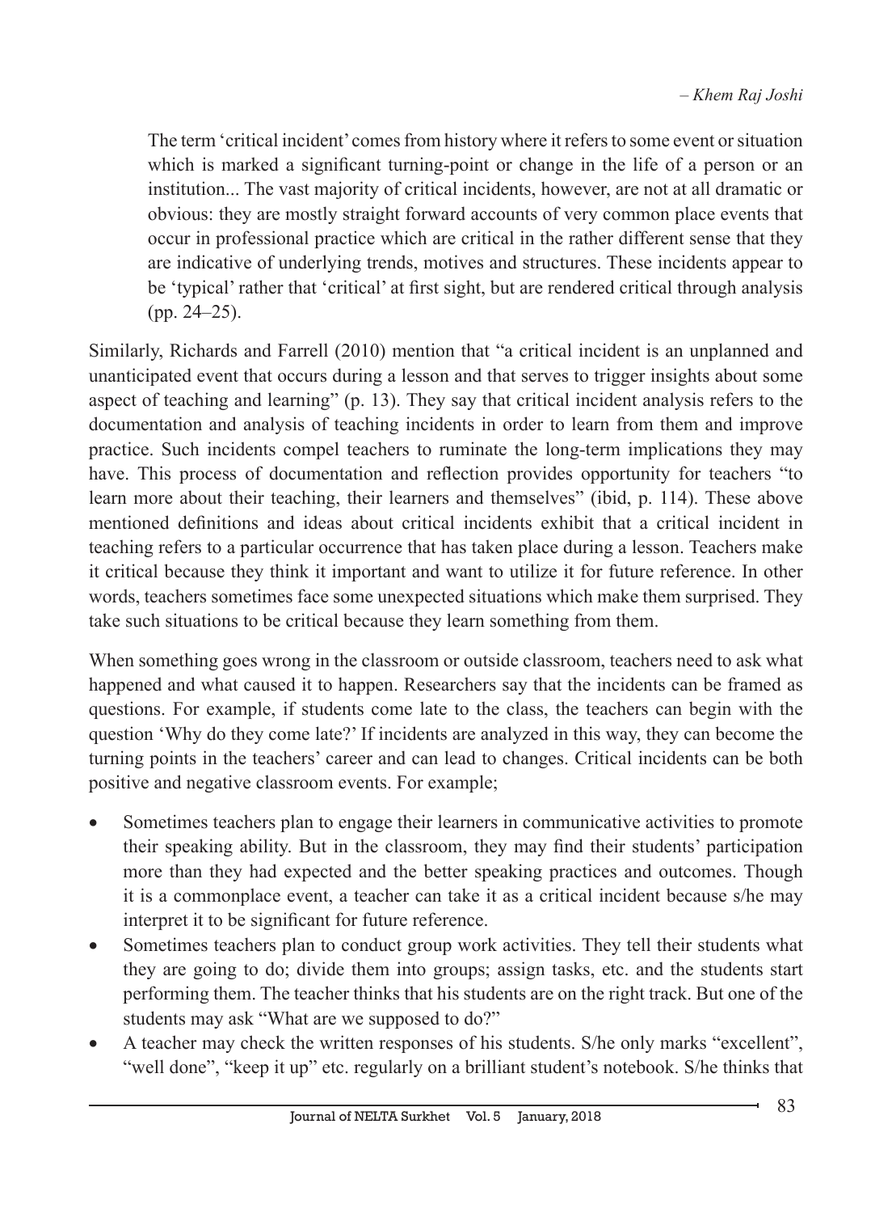> The term 'critical incident' comes from history where it refers to some event or situation which is marked a significant turning-point or change in the life of a person or an institution... The vast majority of critical incidents, however, are not at all dramatic or obvious: they are mostly straight forward accounts of very common place events that occur in professional practice which are critical in the rather different sense that they are indicative of underlying trends, motives and structures. These incidents appear to be 'typical' rather that 'critical' at first sight, but are rendered critical through analysis (pp. 24–25).

Similarly, Richards and Farrell (2010) mention that "a critical incident is an unplanned and unanticipated event that occurs during a lesson and that serves to trigger insights about some aspect of teaching and learning" (p. 13). They say that critical incident analysis refers to the documentation and analysis of teaching incidents in order to learn from them and improve practice. Such incidents compel teachers to ruminate the long-term implications they may have. This process of documentation and reflection provides opportunity for teachers "to learn more about their teaching, their learners and themselves" (ibid, p. 114). These above mentioned definitions and ideas about critical incidents exhibit that a critical incident in teaching refers to a particular occurrence that has taken place during a lesson. Teachers make it critical because they think it important and want to utilize it for future reference. In other words, teachers sometimes face some unexpected situations which make them surprised. They take such situations to be critical because they learn something from them.

When something goes wrong in the classroom or outside classroom, teachers need to ask what happened and what caused it to happen. Researchers say that the incidents can be framed as questions. For example, if students come late to the class, the teachers can begin with the question 'Why do they come late?' If incidents are analyzed in this way, they can become the turning points in the teachers' career and can lead to changes. Critical incidents can be both positive and negative classroom events. For example;

- Sometimes teachers plan to engage their learners in communicative activities to promote their speaking ability. But in the classroom, they may find their students' participation more than they had expected and the better speaking practices and outcomes. Though it is a commonplace event, a teacher can take it as a critical incident because s/he may interpret it to be significant for future reference.
- Sometimes teachers plan to conduct group work activities. They tell their students what they are going to do; divide them into groups; assign tasks, etc. and the students start performing them. The teacher thinks that his students are on the right track. But one of the students may ask "What are we supposed to do?"
- A teacher may check the written responses of his students. S/he only marks "excellent", "well done", "keep it up" etc. regularly on a brilliant student's notebook. S/he thinks that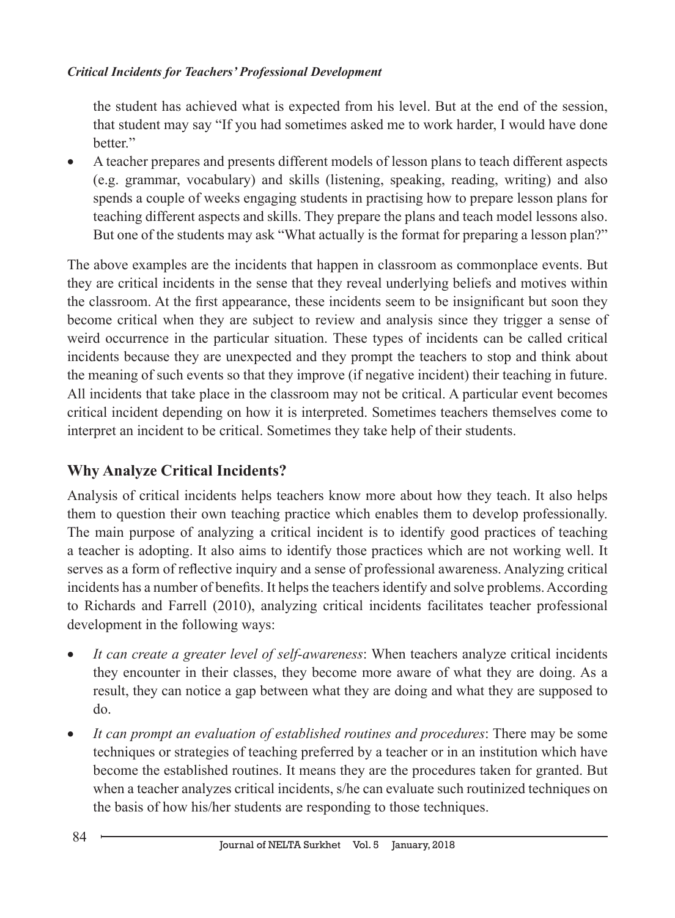the student has achieved what is expected from his level. But at the end of the session, that student may say "If you had sometimes asked me to work harder, I would have done better."

- A teacher prepares and presents different models of lesson plans to teach different aspects (e.g. grammar, vocabulary) and skills (listening, speaking, reading, writing) and also spends a couple of weeks engaging students in practising how to prepare lesson plans for teaching different aspects and skills. They prepare the plans and teach model lessons also. But one of the students may ask "What actually is the format for preparing a lesson plan?"

The above examples are the incidents that happen in classroom as commonplace events. But they are critical incidents in the sense that they reveal underlying beliefs and motives within the classroom. At the first appearance, these incidents seem to be insignificant but soon they become critical when they are subject to review and analysis since they trigger a sense of weird occurrence in the particular situation. These types of incidents can be called critical incidents because they are unexpected and they prompt the teachers to stop and think about the meaning of such events so that they improve (if negative incident) their teaching in future. All incidents that take place in the classroom may not be critical. A particular event becomes critical incident depending on how it is interpreted. Sometimes teachers themselves come to interpret an incident to be critical. Sometimes they take help of their students.

## Why Analyze Critical Incidents?

Analysis of critical incidents helps teachers know more about how they teach. It also helps them to question their own teaching practice which enables them to develop professionally. The main purpose of analyzing a critical incident is to identify good practices of teaching a teacher is adopting. It also aims to identify those practices which are not working well. It serves as a form of reflective inquiry and a sense of professional awareness. Analyzing critical incidents has a number of benefits. It helps the teachers identify and solve problems. According to Richards and Farrell (2010), analyzing critical incidents facilitates teacher professional development in the following ways:

- *It can create a greater level of self-awareness*: When teachers analyze critical incidents they encounter in their classes, they become more aware of what they are doing. As a result, they can notice a gap between what they are doing and what they are supposed to do.
- *It can prompt an evaluation of established routines and procedures*: There may be some techniques or strategies of teaching preferred by a teacher or in an institution which have become the established routines. It means they are the procedures taken for granted. But when a teacher analyzes critical incidents, s/he can evaluate such routinized techniques on the basis of how his/her students are responding to those techniques.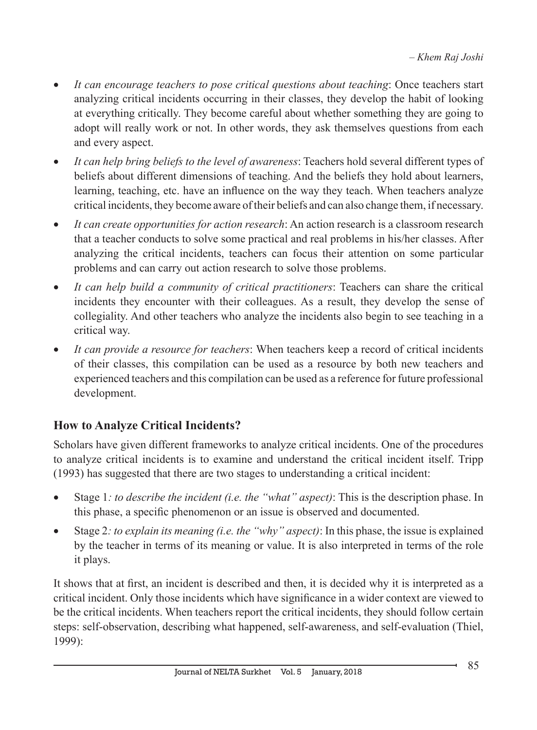- *It can encourage teachers to pose critical questions about teaching*: Once teachers start analyzing critical incidents occurring in their classes, they develop the habit of looking at everything critically. They become careful about whether something they are going to adopt will really work or not. In other words, they ask themselves questions from each and every aspect.
- *It can help bring beliefs to the level of awareness*: Teachers hold several different types of beliefs about different dimensions of teaching. And the beliefs they hold about learners, learning, teaching, etc. have an influence on the way they teach. When teachers analyze critical incidents, they become aware of their beliefs and can also change them, if necessary.
- *It can create opportunities for action research*: An action research is a classroom research that a teacher conducts to solve some practical and real problems in his/her classes. After analyzing the critical incidents, teachers can focus their attention on some particular problems and can carry out action research to solve those problems.
- *It can help build a community of critical practitioners*: Teachers can share the critical incidents they encounter with their colleagues. As a result, they develop the sense of collegiality. And other teachers who analyze the incidents also begin to see teaching in a critical way.
- *It can provide a resource for teachers*: When teachers keep a record of critical incidents of their classes, this compilation can be used as a resource by both new teachers and experienced teachers and this compilation can be used as a reference for future professional development.

## How to Analyze Critical Incidents?

Scholars have given different frameworks to analyze critical incidents. One of the procedures to analyze critical incidents is to examine and understand the critical incident itself. Tripp (1993) has suggested that there are two stages to understanding a critical incident:

- Stage 1*: to describe the incident (i.e. the "what" aspect)*: This is the description phase. In this phase, a specific phenomenon or an issue is observed and documented.
- Stage 2*: to explain its meaning (i.e. the "why" aspect)*: In this phase, the issue is explained by the teacher in terms of its meaning or value. It is also interpreted in terms of the role it plays.

It shows that at first, an incident is described and then, it is decided why it is interpreted as a critical incident. Only those incidents which have significance in a wider context are viewed to be the critical incidents. When teachers report the critical incidents, they should follow certain steps: self-observation, describing what happened, self-awareness, and self-evaluation (Thiel, 1999):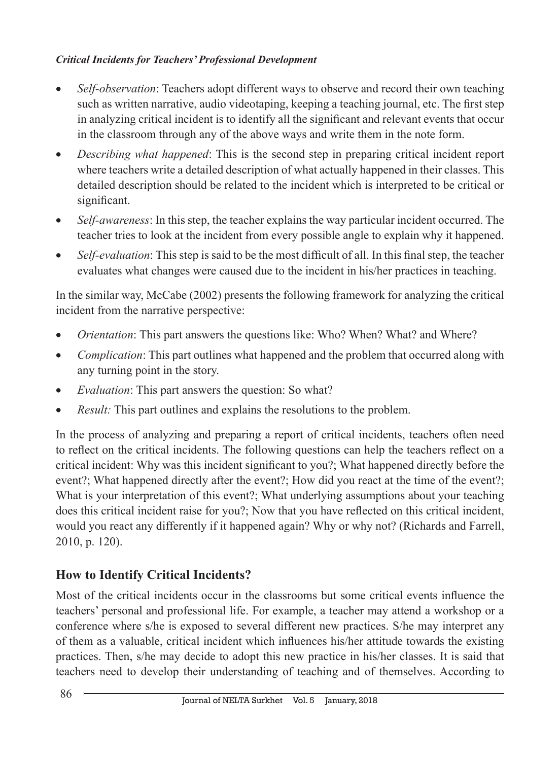- *Self-observation*: Teachers adopt different ways to observe and record their own teaching such as written narrative, audio videotaping, keeping a teaching journal, etc. The first step in analyzing critical incident is to identify all the significant and relevant events that occur in the classroom through any of the above ways and write them in the note form.
- *Describing what happened*: This is the second step in preparing critical incident report where teachers write a detailed description of what actually happened in their classes. This detailed description should be related to the incident which is interpreted to be critical or significant.
- *Self-awareness*: In this step, the teacher explains the way particular incident occurred. The teacher tries to look at the incident from every possible angle to explain why it happened.
- *Self-evaluation*: This step is said to be the most difficult of all. In this final step, the teacher evaluates what changes were caused due to the incident in his/her practices in teaching.

In the similar way, McCabe (2002) presents the following framework for analyzing the critical incident from the narrative perspective:

- *Orientation*: This part answers the questions like: Who? When? What? and Where?
- *Complication*: This part outlines what happened and the problem that occurred along with any turning point in the story.
- *Evaluation*: This part answers the question: So what?
- *Result:* This part outlines and explains the resolutions to the problem.

In the process of analyzing and preparing a report of critical incidents, teachers often need to reflect on the critical incidents. The following questions can help the teachers reflect on a critical incident: Why was this incident significant to you?; What happened directly before the event?; What happened directly after the event?; How did you react at the time of the event?; What is your interpretation of this event?; What underlying assumptions about your teaching does this critical incident raise for you?; Now that you have reflected on this critical incident, would you react any differently if it happened again? Why or why not? (Richards and Farrell, 2010, p. 120).

## How to Identify Critical Incidents?

Most of the critical incidents occur in the classrooms but some critical events influence the teachers' personal and professional life. For example, a teacher may attend a workshop or a conference where s/he is exposed to several different new practices. S/he may interpret any of them as a valuable, critical incident which influences his/her attitude towards the existing practices. Then, s/he may decide to adopt this new practice in his/her classes. It is said that teachers need to develop their understanding of teaching and of themselves. According to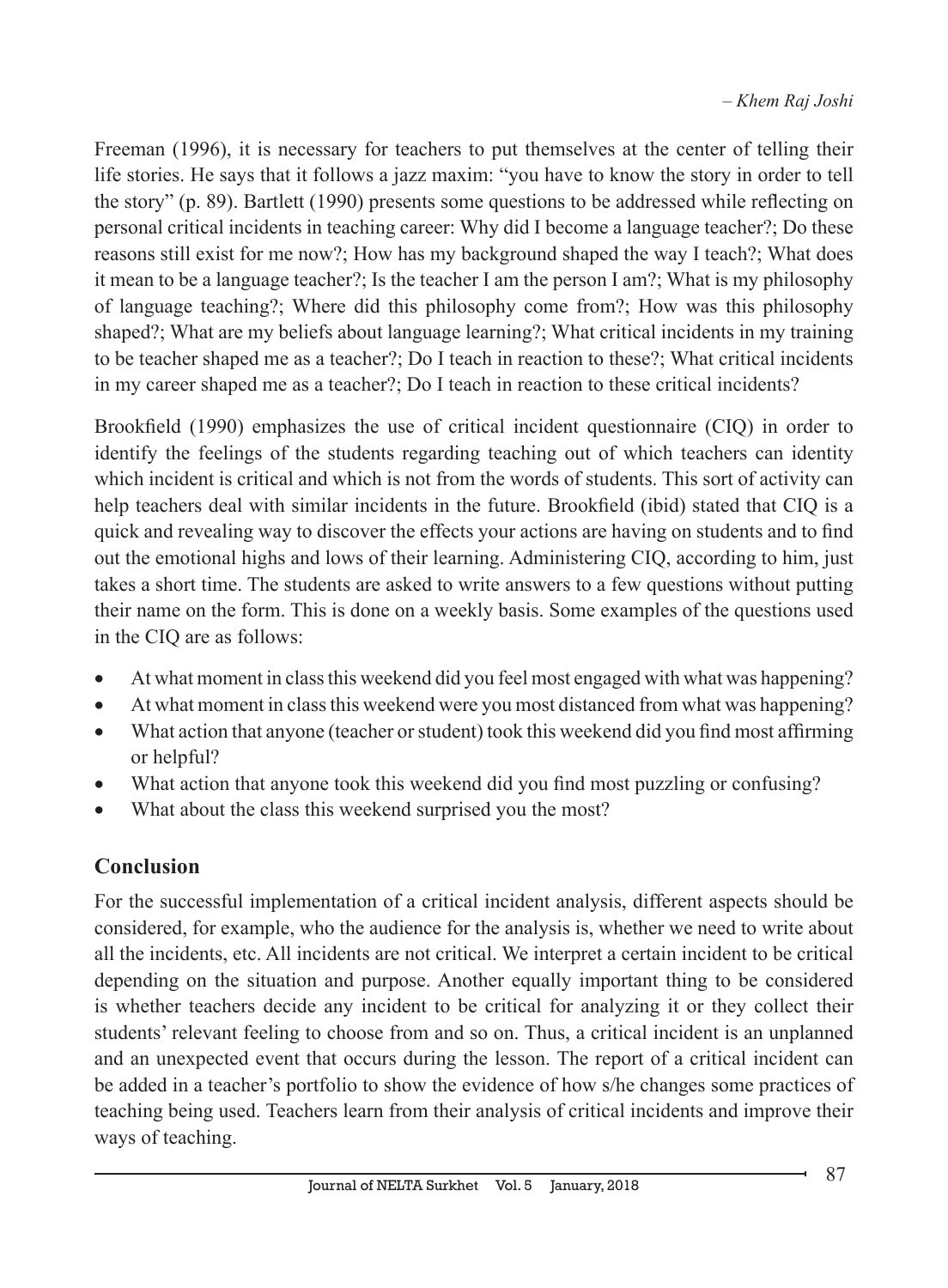Freeman (1996), it is necessary for teachers to put themselves at the center of telling their life stories. He says that it follows a jazz maxim: "you have to know the story in order to tell the story" (p. 89). Bartlett (1990) presents some questions to be addressed while reflecting on personal critical incidents in teaching career: Why did I become a language teacher?; Do these reasons still exist for me now?; How has my background shaped the way I teach?; What does it mean to be a language teacher?; Is the teacher I am the person I am?; What is my philosophy of language teaching?; Where did this philosophy come from?; How was this philosophy shaped?; What are my beliefs about language learning?; What critical incidents in my training to be teacher shaped me as a teacher?; Do I teach in reaction to these?; What critical incidents in my career shaped me as a teacher?; Do I teach in reaction to these critical incidents?

Brookfield (1990) emphasizes the use of critical incident questionnaire (CIQ) in order to identify the feelings of the students regarding teaching out of which teachers can identity which incident is critical and which is not from the words of students. This sort of activity can help teachers deal with similar incidents in the future. Brookfield (ibid) stated that CIQ is a quick and revealing way to discover the effects your actions are having on students and to find out the emotional highs and lows of their learning. Administering CIQ, according to him, just takes a short time. The students are asked to write answers to a few questions without putting their name on the form. This is done on a weekly basis. Some examples of the questions used in the CIQ are as follows:

- At what moment in class this weekend did you feel most engaged with what was happening?
- At what moment in class this weekend were you most distanced from what was happening?
- What action that anyone (teacher or student) took this weekend did you find most affirming or helpful?
- What action that anyone took this weekend did you find most puzzling or confusing?
- What about the class this weekend surprised you the most?

## Conclusion

For the successful implementation of a critical incident analysis, different aspects should be considered, for example, who the audience for the analysis is, whether we need to write about all the incidents, etc. All incidents are not critical. We interpret a certain incident to be critical depending on the situation and purpose. Another equally important thing to be considered is whether teachers decide any incident to be critical for analyzing it or they collect their students' relevant feeling to choose from and so on. Thus, a critical incident is an unplanned and an unexpected event that occurs during the lesson. The report of a critical incident can be added in a teacher's portfolio to show the evidence of how s/he changes some practices of teaching being used. Teachers learn from their analysis of critical incidents and improve their ways of teaching.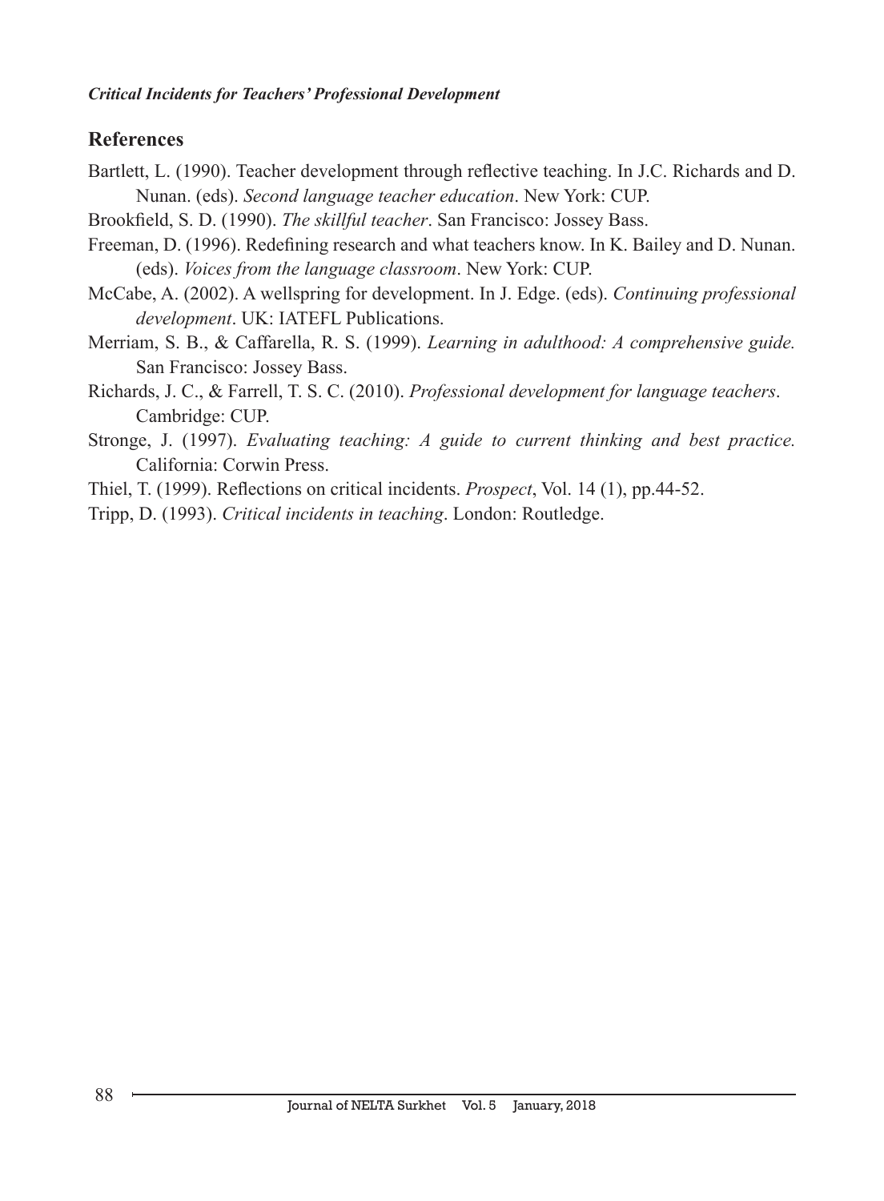## References

Bartlett, L. (1990). Teacher development through reflective teaching. In J.C. Richards and D. Nunan. (eds). *Second language teacher education*. New York: CUP.

Brookfield, S. D. (1990). *The skillful teacher*. San Francisco: Jossey Bass.

Freeman, D. (1996). Redefining research and what teachers know. In K. Bailey and D. Nunan. (eds). *Voices from the language classroom*. New York: CUP.

McCabe, A. (2002). A wellspring for development. In J. Edge. (eds). *Continuing professional development*. UK: IATEFL Publications.

Merriam, S. B., & Caffarella, R. S. (1999). *Learning in adulthood: A comprehensive guide.* San Francisco: Jossey Bass.

Richards, J. C., & Farrell, T. S. C. (2010). *Professional development for language teachers*. Cambridge: CUP.

Stronge, J. (1997). *Evaluating teaching: A guide to current thinking and best practice.* California: Corwin Press.

Thiel, T. (1999). Reflections on critical incidents. *Prospect*, Vol. 14 (1), pp.44-52.

Tripp, D. (1993). *Critical incidents in teaching*. London: Routledge.